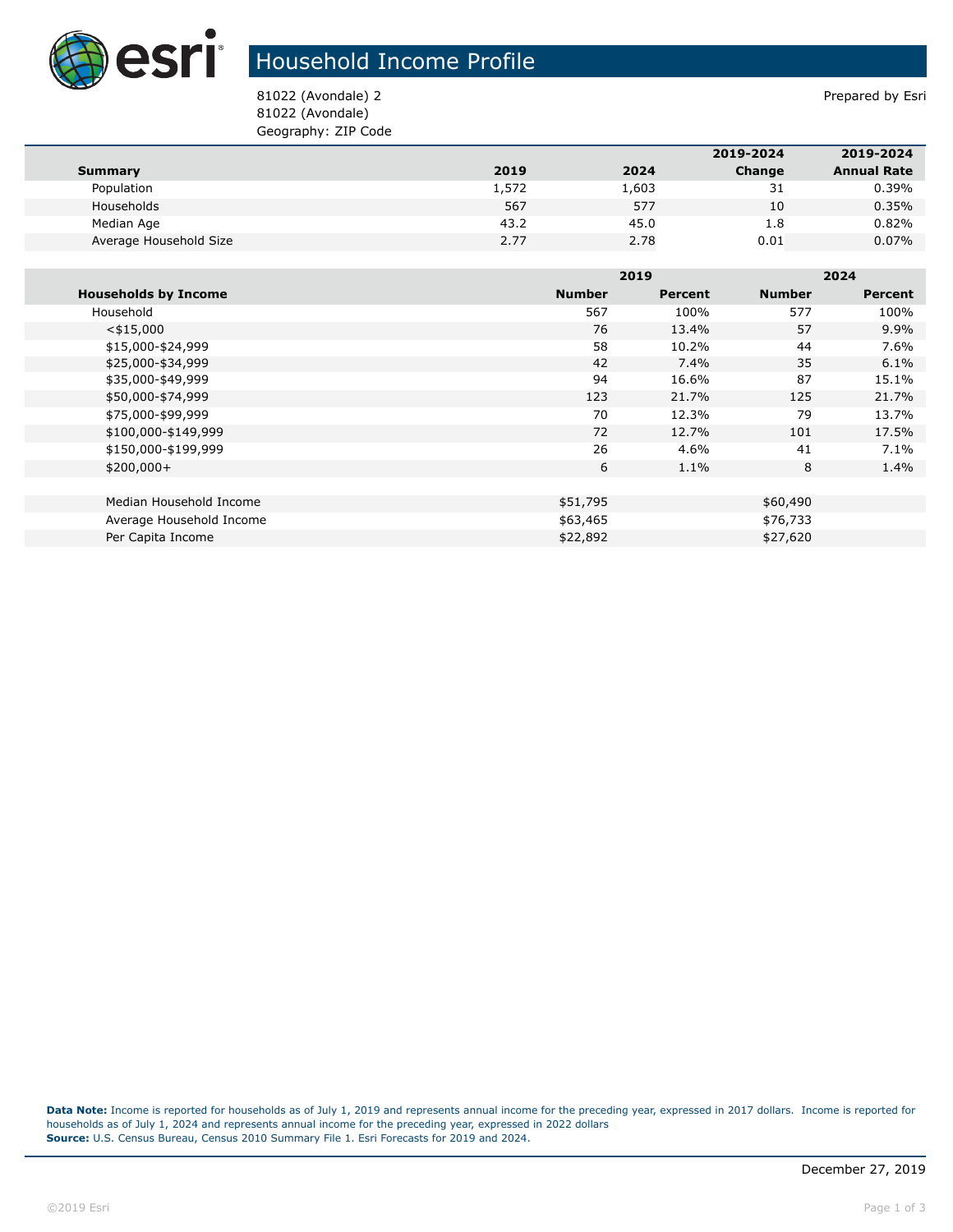# Household Income Profile

81022 (Avondale) 2
81022 (Avondale)
Geography: ZIP Code

Prepared by Esri

| Summary | 2019 | 2024 | 2019-2024 Change | 2019-2024 Annual Rate |
|---|---|---|---|---|
| Population | 1,572 | 1,603 | 31 | 0.39% |
| Households | 567 | 577 | 10 | 0.35% |
| Median Age | 43.2 | 45.0 | 1.8 | 0.82% |
| Average Household Size | 2.77 | 2.78 | 0.01 | 0.07% |

| | 2019 | | 2024 | |
|---|---|---|---|---|
| Households by Income | Number | Percent | Number | Percent |
| Household | 567 | 100% | 577 | 100% |
| <$15,000 | 76 | 13.4% | 57 | 9.9% |
| $15,000-$24,999 | 58 | 10.2% | 44 | 7.6% |
| $25,000-$34,999 | 42 | 7.4% | 35 | 6.1% |
| $35,000-$49,999 | 94 | 16.6% | 87 | 15.1% |
| $50,000-$74,999 | 123 | 21.7% | 125 | 21.7% |
| $75,000-$99,999 | 70 | 12.3% | 79 | 13.7% |
| $100,000-$149,999 | 72 | 12.7% | 101 | 17.5% |
| $150,000-$199,999 | 26 | 4.6% | 41 | 7.1% |
| $200,000+ | 6 | 1.1% | 8 | 1.4% |
| | | | | |
| Median Household Income | $51,795 | | $60,490 | |
| Average Household Income | $63,465 | | $76,733 | |
| Per Capita Income | $22,892 | | $27,620 | |

**Data Note:** Income is reported for households as of July 1, 2019 and represents annual income for the preceding year, expressed in 2017 dollars. Income is reported for households as of July 1, 2024 and represents annual income for the preceding year, expressed in 2022 dollars
**Source:** U.S. Census Bureau, Census 2010 Summary File 1. Esri Forecasts for 2019 and 2024.

December 27, 2019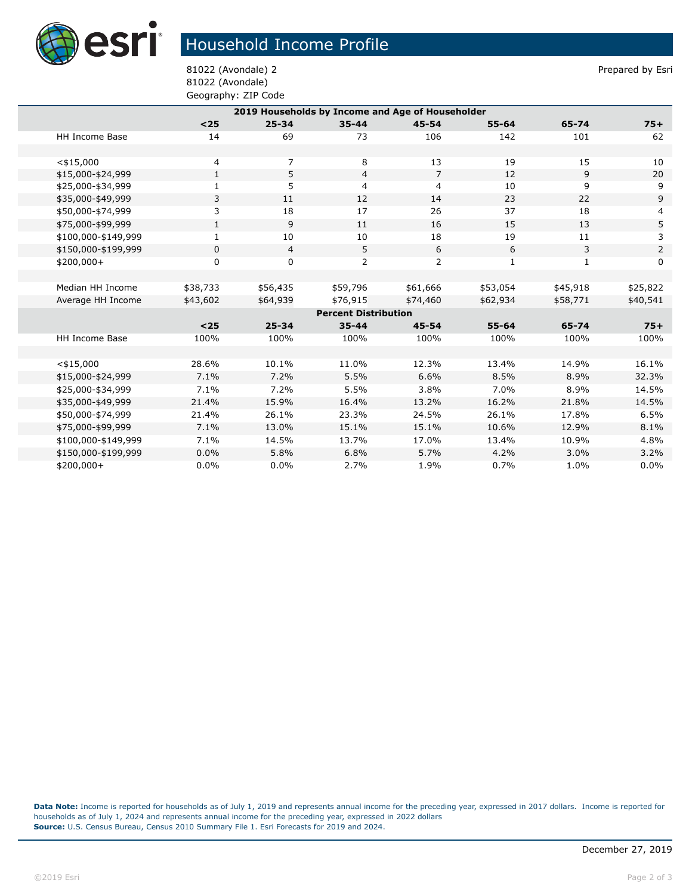# Household Income Profile

81022 (Avondale) 2
81022 (Avondale)
Geography: ZIP Code

Prepared by Esri

| 2019 Households by Income and Age of Householder | | | | | | | |
|---|---|---|---|---|---|---|---|
| | **<25** | **25-34** | **35-44** | **45-54** | **55-64** | **65-74** | **75+** |
| HH Income Base | 14 | 69 | 73 | 106 | 142 | 101 | 62 |
| | | | | | | | |
| <$15,000 | 4 | 7 | 8 | 13 | 19 | 15 | 10 |
| $15,000-$24,999 | 1 | 5 | 4 | 7 | 12 | 9 | 20 |
| $25,000-$34,999 | 1 | 5 | 4 | 4 | 10 | 9 | 9 |
| $35,000-$49,999 | 3 | 11 | 12 | 14 | 23 | 22 | 9 |
| $50,000-$74,999 | 3 | 18 | 17 | 26 | 37 | 18 | 4 |
| $75,000-$99,999 | 1 | 9 | 11 | 16 | 15 | 13 | 5 |
| $100,000-$149,999 | 1 | 10 | 10 | 18 | 19 | 11 | 3 |
| $150,000-$199,999 | 0 | 4 | 5 | 6 | 6 | 3 | 2 |
| $200,000+ | 0 | 0 | 2 | 2 | 1 | 1 | 0 |
| | | | | | | | |
| Median HH Income | $38,733 | $56,435 | $59,796 | $61,666 | $53,054 | $45,918 | $25,822 |
| Average HH Income | $43,602 | $64,939 | $76,915 | $74,460 | $62,934 | $58,771 | $40,541 |
| **Percent Distribution** | | | | | | | |
| | **<25** | **25-34** | **35-44** | **45-54** | **55-64** | **65-74** | **75+** |
| HH Income Base | 100% | 100% | 100% | 100% | 100% | 100% | 100% |
| | | | | | | | |
| <$15,000 | 28.6% | 10.1% | 11.0% | 12.3% | 13.4% | 14.9% | 16.1% |
| $15,000-$24,999 | 7.1% | 7.2% | 5.5% | 6.6% | 8.5% | 8.9% | 32.3% |
| $25,000-$34,999 | 7.1% | 7.2% | 5.5% | 3.8% | 7.0% | 8.9% | 14.5% |
| $35,000-$49,999 | 21.4% | 15.9% | 16.4% | 13.2% | 16.2% | 21.8% | 14.5% |
| $50,000-$74,999 | 21.4% | 26.1% | 23.3% | 24.5% | 26.1% | 17.8% | 6.5% |
| $75,000-$99,999 | 7.1% | 13.0% | 15.1% | 15.1% | 10.6% | 12.9% | 8.1% |
| $100,000-$149,999 | 7.1% | 14.5% | 13.7% | 17.0% | 13.4% | 10.9% | 4.8% |
| $150,000-$199,999 | 0.0% | 5.8% | 6.8% | 5.7% | 4.2% | 3.0% | 3.2% |
| $200,000+ | 0.0% | 0.0% | 2.7% | 1.9% | 0.7% | 1.0% | 0.0% |

**Data Note:** Income is reported for households as of July 1, 2019 and represents annual income for the preceding year, expressed in 2017 dollars. Income is reported for households as of July 1, 2024 and represents annual income for the preceding year, expressed in 2022 dollars
**Source:** U.S. Census Bureau, Census 2010 Summary File 1. Esri Forecasts for 2019 and 2024.

December 27, 2019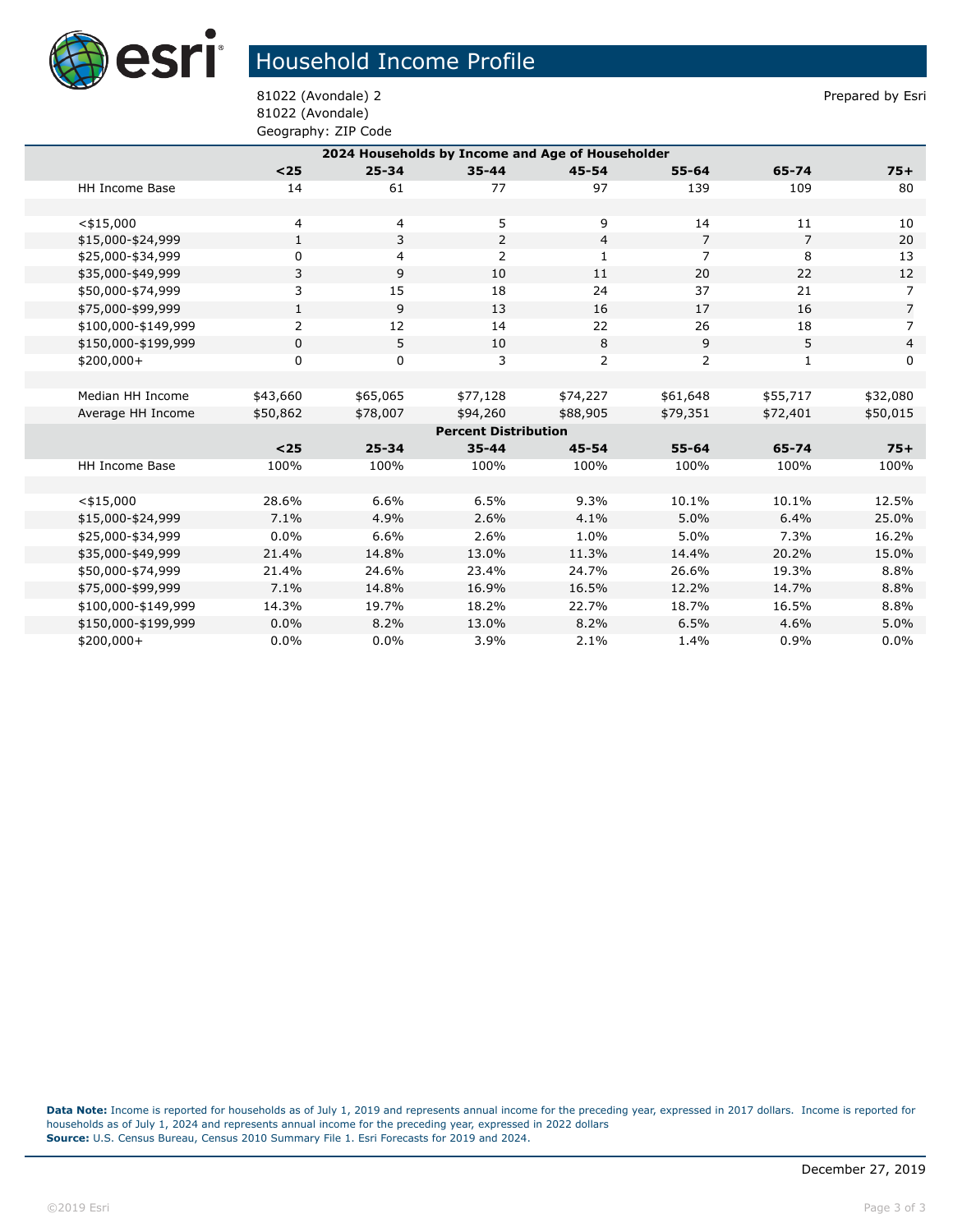# Household Income Profile

81022 (Avondale) 2
81022 (Avondale)
Geography: ZIP Code

Prepared by Esri

| 2024 Households by Income and Age of Householder | | | | | | | |
|---|---|---|---|---|---|---|---|
| | **<25** | **25-34** | **35-44** | **45-54** | **55-64** | **65-74** | **75+** |
| HH Income Base | 14 | 61 | 77 | 97 | 139 | 109 | 80 |
| | | | | | | | |
| <$15,000 | 4 | 4 | 5 | 9 | 14 | 11 | 10 |
| $15,000-$24,999 | 1 | 3 | 2 | 4 | 7 | 7 | 20 |
| $25,000-$34,999 | 0 | 4 | 2 | 1 | 7 | 8 | 13 |
| $35,000-$49,999 | 3 | 9 | 10 | 11 | 20 | 22 | 12 |
| $50,000-$74,999 | 3 | 15 | 18 | 24 | 37 | 21 | 7 |
| $75,000-$99,999 | 1 | 9 | 13 | 16 | 17 | 16 | 7 |
| $100,000-$149,999 | 2 | 12 | 14 | 22 | 26 | 18 | 7 |
| $150,000-$199,999 | 0 | 5 | 10 | 8 | 9 | 5 | 4 |
| $200,000+ | 0 | 0 | 3 | 2 | 2 | 1 | 0 |
| | | | | | | | |
| Median HH Income | $43,660 | $65,065 | $77,128 | $74,227 | $61,648 | $55,717 | $32,080 |
| Average HH Income | $50,862 | $78,007 | $94,260 | $88,905 | $79,351 | $72,401 | $50,015 |
| **Percent Distribution** | | | | | | | |
| | **<25** | **25-34** | **35-44** | **45-54** | **55-64** | **65-74** | **75+** |
| HH Income Base | 100% | 100% | 100% | 100% | 100% | 100% | 100% |
| | | | | | | | |
| <$15,000 | 28.6% | 6.6% | 6.5% | 9.3% | 10.1% | 10.1% | 12.5% |
| $15,000-$24,999 | 7.1% | 4.9% | 2.6% | 4.1% | 5.0% | 6.4% | 25.0% |
| $25,000-$34,999 | 0.0% | 6.6% | 2.6% | 1.0% | 5.0% | 7.3% | 16.2% |
| $35,000-$49,999 | 21.4% | 14.8% | 13.0% | 11.3% | 14.4% | 20.2% | 15.0% |
| $50,000-$74,999 | 21.4% | 24.6% | 23.4% | 24.7% | 26.6% | 19.3% | 8.8% |
| $75,000-$99,999 | 7.1% | 14.8% | 16.9% | 16.5% | 12.2% | 14.7% | 8.8% |
| $100,000-$149,999 | 14.3% | 19.7% | 18.2% | 22.7% | 18.7% | 16.5% | 8.8% |
| $150,000-$199,999 | 0.0% | 8.2% | 13.0% | 8.2% | 6.5% | 4.6% | 5.0% |
| $200,000+ | 0.0% | 0.0% | 3.9% | 2.1% | 1.4% | 0.9% | 0.0% |

**Data Note:** Income is reported for households as of July 1, 2019 and represents annual income for the preceding year, expressed in 2017 dollars. Income is reported for households as of July 1, 2024 and represents annual income for the preceding year, expressed in 2022 dollars
**Source:** U.S. Census Bureau, Census 2010 Summary File 1. Esri Forecasts for 2019 and 2024.

December 27, 2019